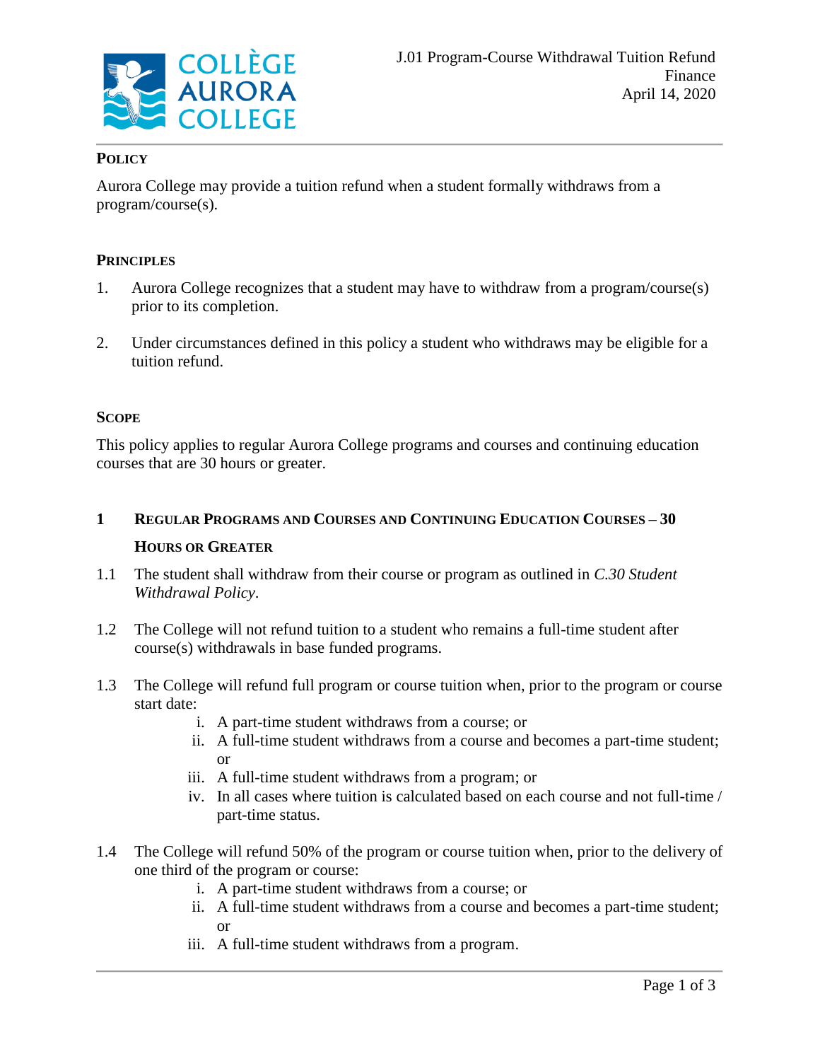J.01 Program-Course Withdrawal Tuition Refund
Finance
April 14, 2020

## POLICY

Aurora College may provide a tuition refund when a student formally withdraws from a program/course(s).

## PRINCIPLES

1. Aurora College recognizes that a student may have to withdraw from a program/course(s) prior to its completion.

2. Under circumstances defined in this policy a student who withdraws may be eligible for a tuition refund.

## SCOPE

This policy applies to regular Aurora College programs and courses and continuing education courses that are 30 hours or greater.

## 1 REGULAR PROGRAMS AND COURSES AND CONTINUING EDUCATION COURSES – 30 HOURS OR GREATER

1.1 The student shall withdraw from their course or program as outlined in *C.30 Student Withdrawal Policy*.

1.2 The College will not refund tuition to a student who remains a full-time student after course(s) withdrawals in base funded programs.

1.3 The College will refund full program or course tuition when, prior to the program or course start date:

   i. A part-time student withdraws from a course; or
   ii. A full-time student withdraws from a course and becomes a part-time student; or
   iii. A full-time student withdraws from a program; or
   iv. In all cases where tuition is calculated based on each course and not full-time / part-time status.

1.4 The College will refund 50% of the program or course tuition when, prior to the delivery of one third of the program or course:

   i. A part-time student withdraws from a course; or
   ii. A full-time student withdraws from a course and becomes a part-time student; or
   iii. A full-time student withdraws from a program.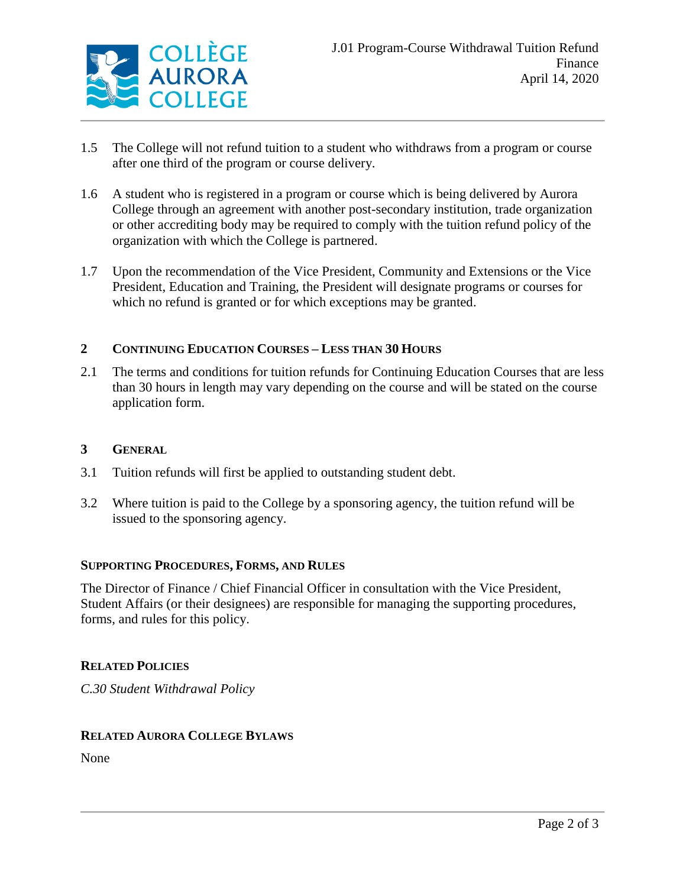1.5 The College will not refund tuition to a student who withdraws from a program or course after one third of the program or course delivery.

1.6 A student who is registered in a program or course which is being delivered by Aurora College through an agreement with another post-secondary institution, trade organization or other accrediting body may be required to comply with the tuition refund policy of the organization with which the College is partnered.

1.7 Upon the recommendation of the Vice President, Community and Extensions or the Vice President, Education and Training, the President will designate programs or courses for which no refund is granted or for which exceptions may be granted.

## 2 Continuing Education Courses – Less than 30 Hours

2.1 The terms and conditions for tuition refunds for Continuing Education Courses that are less than 30 hours in length may vary depending on the course and will be stated on the course application form.

## 3 General

3.1 Tuition refunds will first be applied to outstanding student debt.

3.2 Where tuition is paid to the College by a sponsoring agency, the tuition refund will be issued to the sponsoring agency.

## Supporting Procedures, Forms, and Rules

The Director of Finance / Chief Financial Officer in consultation with the Vice President, Student Affairs (or their designees) are responsible for managing the supporting procedures, forms, and rules for this policy.

## Related Policies

*C.30 Student Withdrawal Policy*

## Related Aurora College Bylaws

None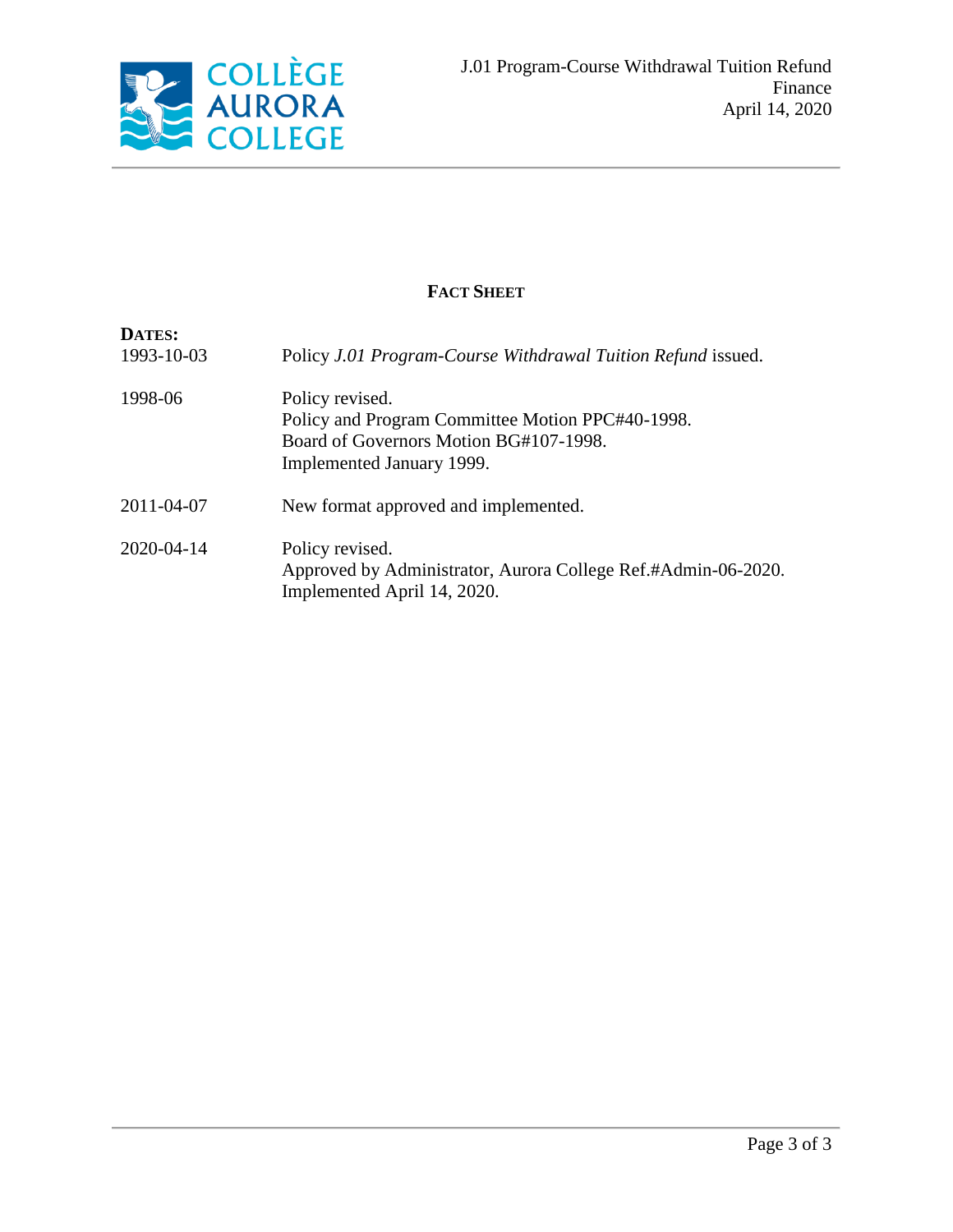## Fact Sheet

**Dates:**

| | |
|---|---|
| 1993-10-03 | Policy *J.01 Program-Course Withdrawal Tuition Refund* issued. |
| 1998-06 | Policy revised.<br>Policy and Program Committee Motion PPC#40-1998.<br>Board of Governors Motion BG#107-1998.<br>Implemented January 1999. |
| 2011-04-07 | New format approved and implemented. |
| 2020-04-14 | Policy revised.<br>Approved by Administrator, Aurora College Ref.#Admin-06-2020.<br>Implemented April 14, 2020. |